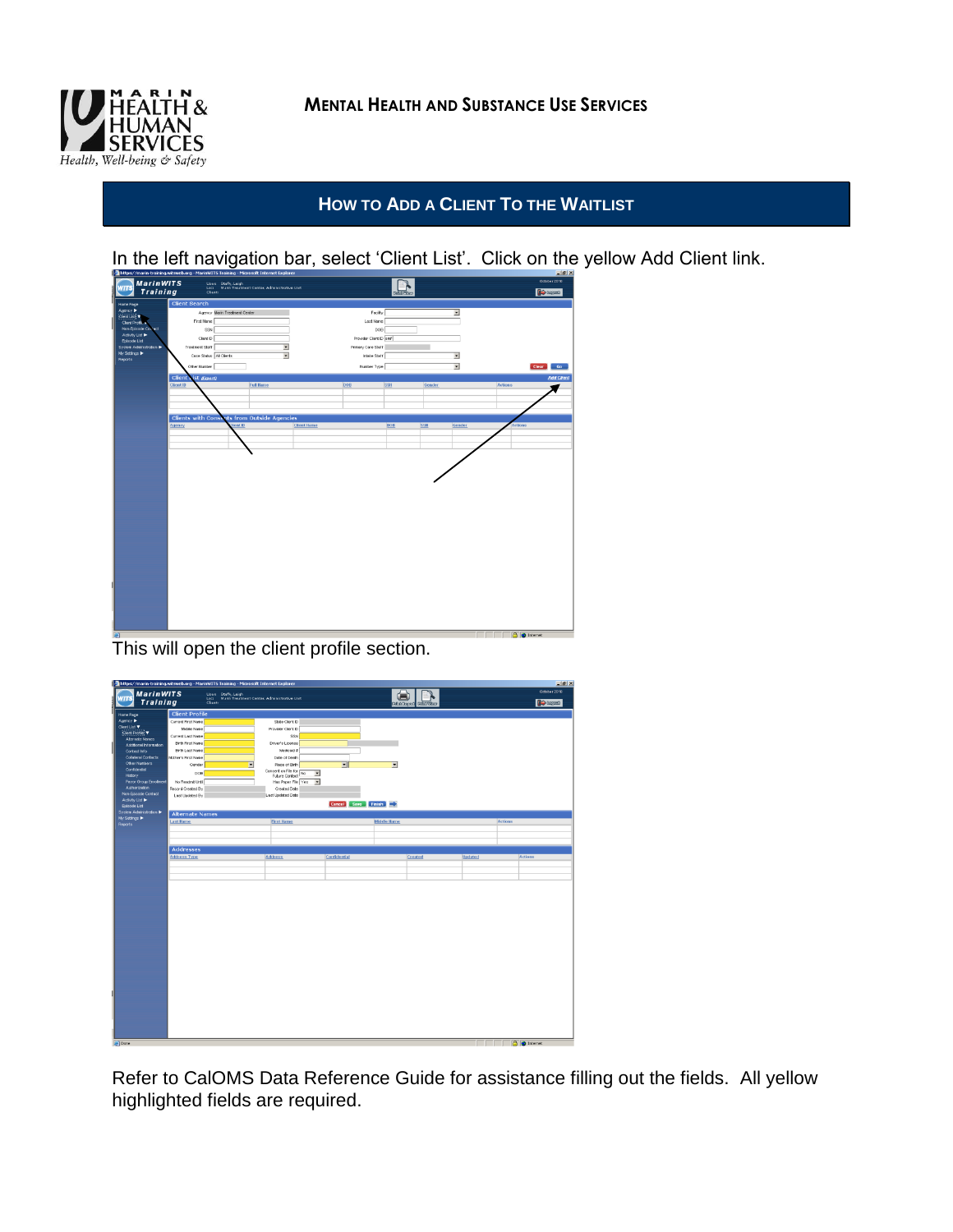**MARIN HEALTH & HUMAN SERVICES**
*Health, Well-being & Safety*

**MENTAL HEALTH AND SUBSTANCE USE SERVICES**

# HOW TO ADD A CLIENT TO THE WAITLIST

In the left navigation bar, select 'Client List'. Click on the yellow Add Client link.

This will open the client profile section.

Refer to CalOMS Data Reference Guide for assistance filling out the fields. All yellow highlighted fields are required.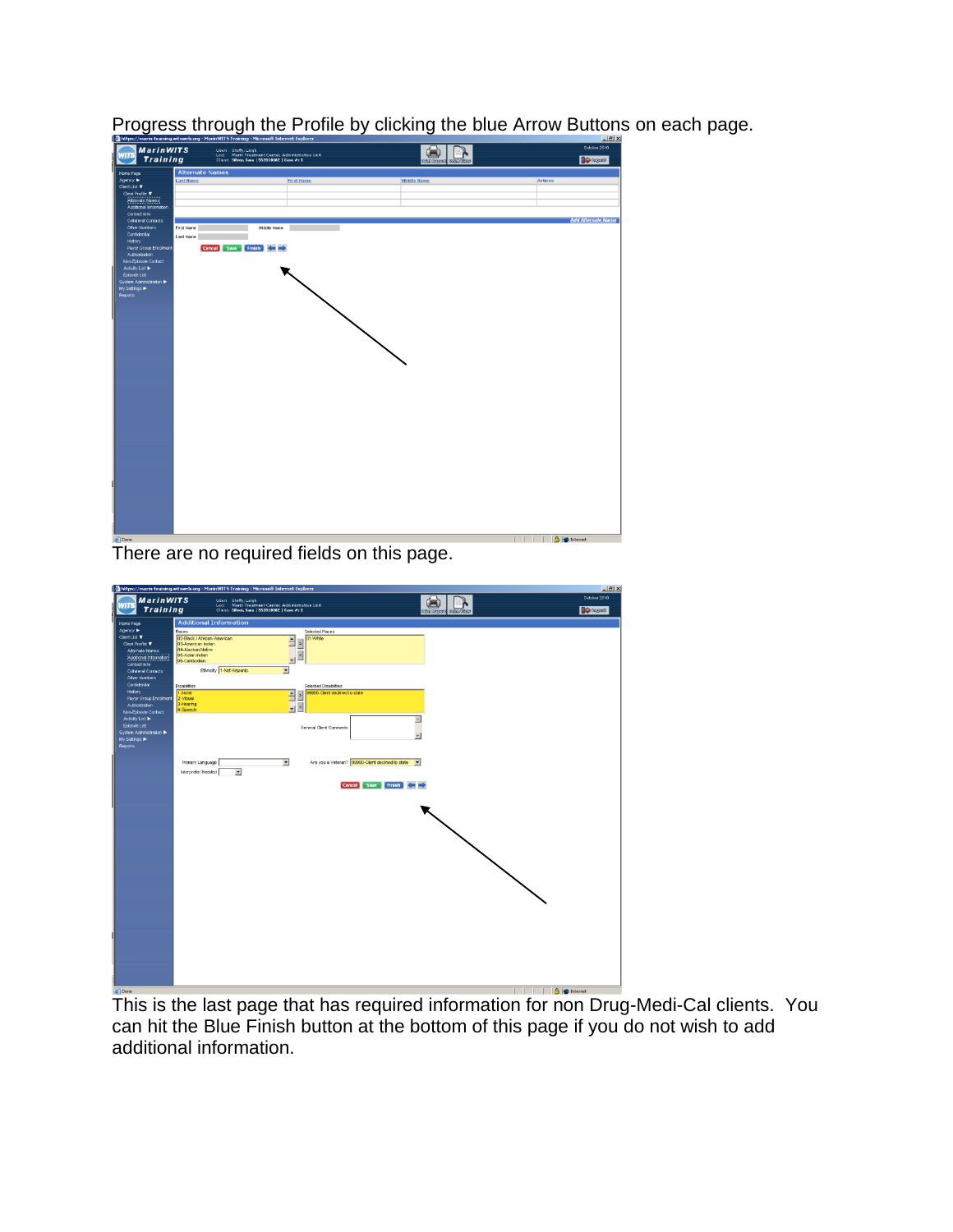Progress through the Profile by clicking the blue Arrow Buttons on each page.

There are no required fields on this page.

This is the last page that has required information for non Drug-Medi-Cal clients. You can hit the Blue Finish button at the bottom of this page if you do not wish to add additional information.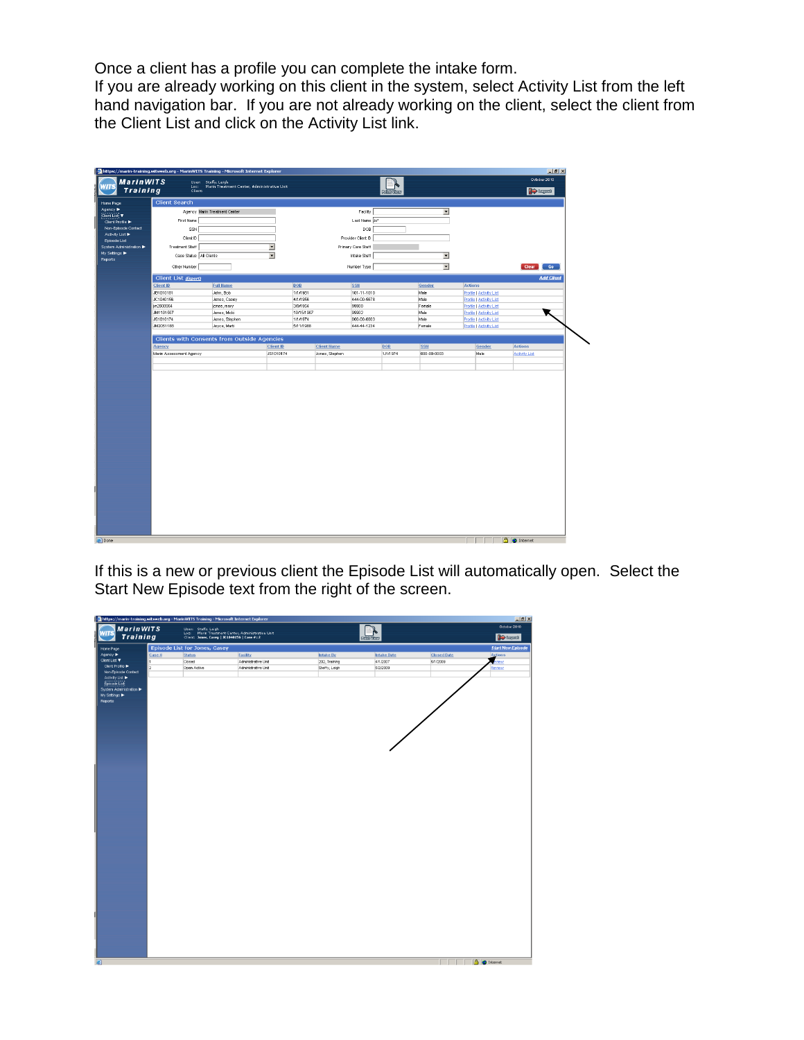Once a client has a profile you can complete the intake form.
If you are already working on this client in the system, select Activity List from the left hand navigation bar. If you are not already working on the client, select the client from the Client List and click on the Activity List link.

If this is a new or previous client the Episode List will automatically open. Select the Start New Episode text from the right of the screen.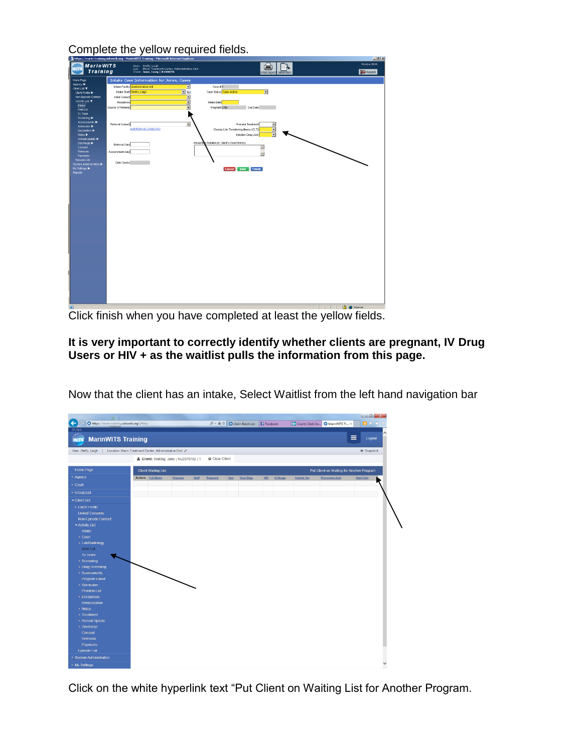Complete the yellow required fields.

Click finish when you have completed at least the yellow fields.

**It is very important to correctly identify whether clients are pregnant, IV Drug Users or HIV + as the waitlist pulls the information from this page.**

Now that the client has an intake, Select Waitlist from the left hand navigation bar

Click on the white hyperlink text “Put Client on Waiting List for Another Program.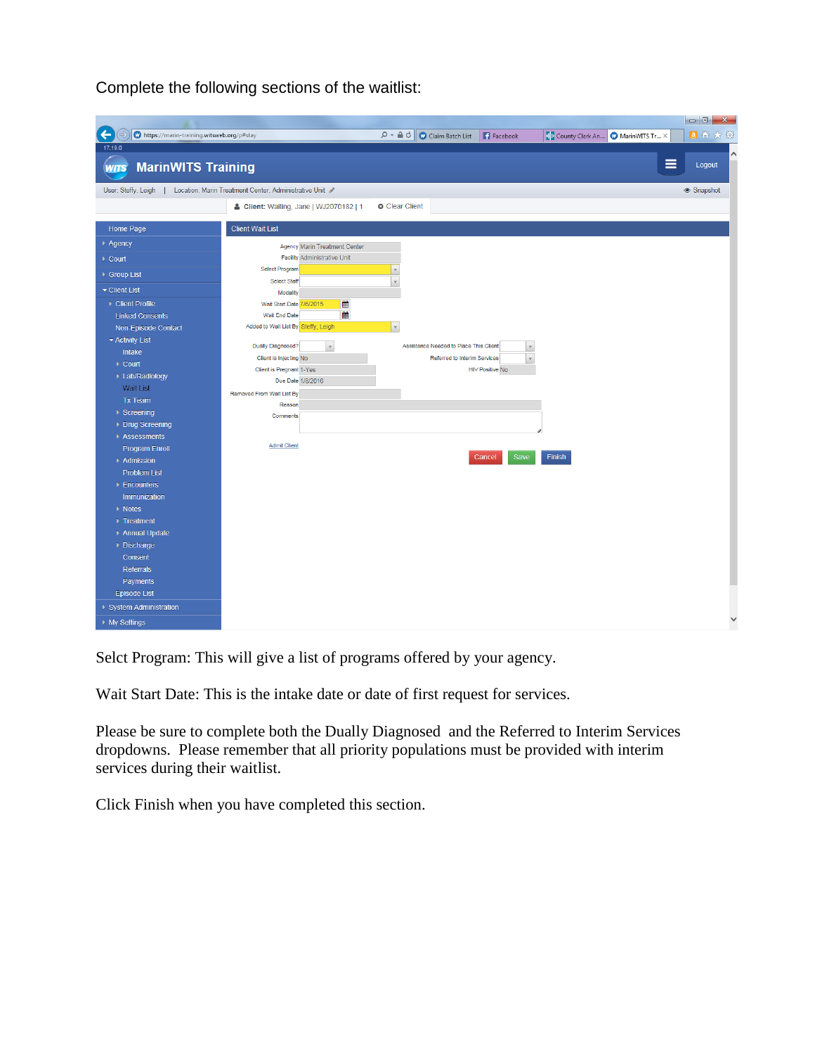Complete the following sections of the waitlist:

Selct Program: This will give a list of programs offered by your agency.

Wait Start Date: This is the intake date or date of first request for services.

Please be sure to complete both the Dually Diagnosed and the Referred to Interim Services dropdowns. Please remember that all priority populations must be provided with interim services during their waitlist.

Click Finish when you have completed this section.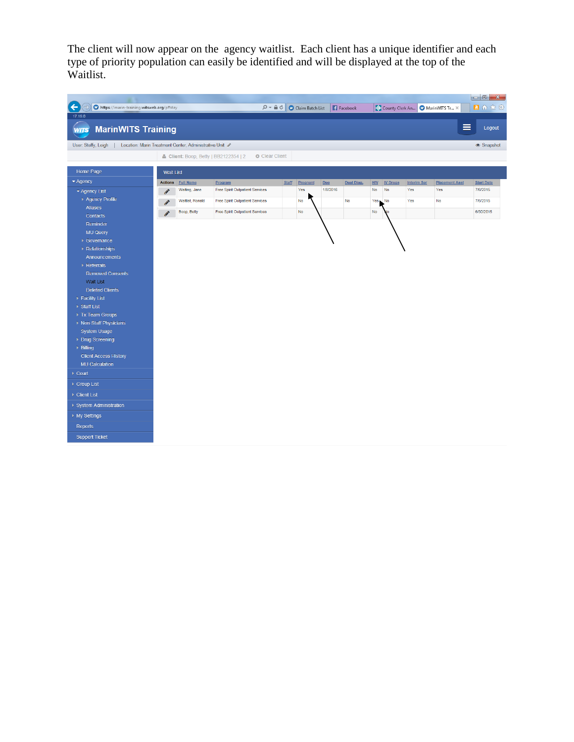The client will now appear on the agency waitlist. Each client has a unique identifier and each type of priority population can easily be identified and will be displayed at the top of the Waitlist.